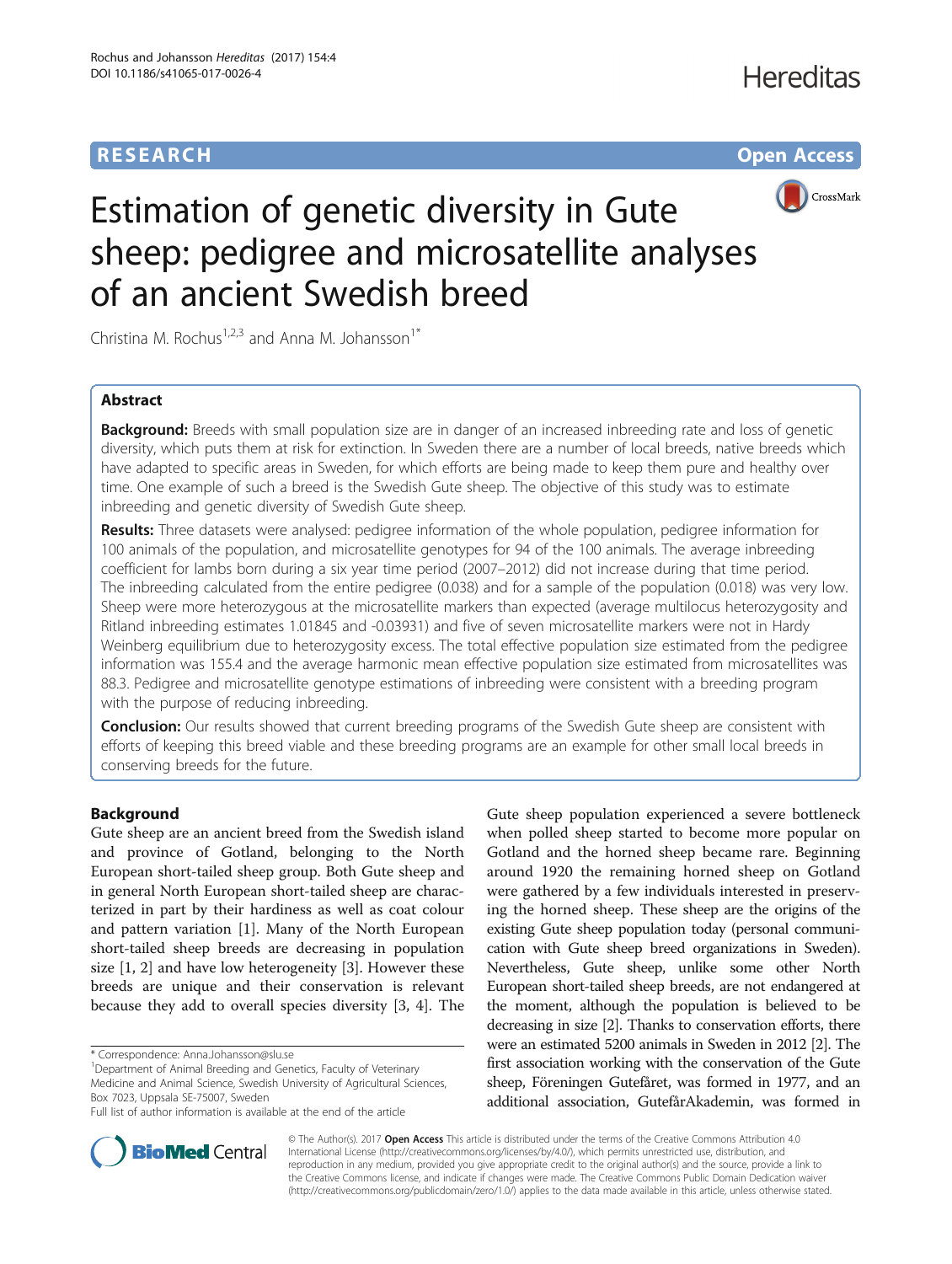RESEARCH Open Access

# Estimation of genetic diversity in Gute sheep: pedigree and microsatellite analyses of an ancient Swedish breed

Christina M. Rochus[1,2,3] and Anna M. Johansson[1*]

## Abstract

**Background:** Breeds with small population size are in danger of an increased inbreeding rate and loss of genetic diversity, which puts them at risk for extinction. In Sweden there are a number of local breeds, native breeds which have adapted to specific areas in Sweden, for which efforts are being made to keep them pure and healthy over time. One example of such a breed is the Swedish Gute sheep. The objective of this study was to estimate inbreeding and genetic diversity of Swedish Gute sheep.

**Results:** Three datasets were analysed: pedigree information of the whole population, pedigree information for 100 animals of the population, and microsatellite genotypes for 94 of the 100 animals. The average inbreeding coefficient for lambs born during a six year time period (2007–2012) did not increase during that time period. The inbreeding calculated from the entire pedigree (0.038) and for a sample of the population (0.018) was very low. Sheep were more heterozygous at the microsatellite markers than expected (average multilocus heterozygosity and Ritland inbreeding estimates 1.01845 and -0.03931) and five of seven microsatellite markers were not in Hardy Weinberg equilibrium due to heterozygosity excess. The total effective population size estimated from the pedigree information was 155.4 and the average harmonic mean effective population size estimated from microsatellites was 88.3. Pedigree and microsatellite genotype estimations of inbreeding were consistent with a breeding program with the purpose of reducing inbreeding.

**Conclusion:** Our results showed that current breeding programs of the Swedish Gute sheep are consistent with efforts of keeping this breed viable and these breeding programs are an example for other small local breeds in conserving breeds for the future.

## Background

Gute sheep are an ancient breed from the Swedish island and province of Gotland, belonging to the North European short-tailed sheep group. Both Gute sheep and in general North European short-tailed sheep are characterized in part by their hardiness as well as coat colour and pattern variation [1]. Many of the North European short-tailed sheep breeds are decreasing in population size [1, 2] and have low heterogeneity [3]. However these breeds are unique and their conservation is relevant because they add to overall species diversity [3, 4]. The Gute sheep population experienced a severe bottleneck when polled sheep started to become more popular on Gotland and the horned sheep became rare. Beginning around 1920 the remaining horned sheep on Gotland were gathered by a few individuals interested in preserving the horned sheep. These sheep are the origins of the existing Gute sheep population today (personal communication with Gute sheep breed organizations in Sweden). Nevertheless, Gute sheep, unlike some other North European short-tailed sheep breeds, are not endangered at the moment, although the population is believed to be decreasing in size [2]. Thanks to conservation efforts, there were an estimated 5200 animals in Sweden in 2012 [2]. The first association working with the conservation of the Gute sheep, Föreningen Gutefåret, was formed in 1977, and an additional association, GutefårAkademin, was formed in

* Correspondence: Anna.Johansson@slu.se
[1]Department of Animal Breeding and Genetics, Faculty of Veterinary Medicine and Animal Science, Swedish University of Agricultural Sciences, Box 7023, Uppsala SE-75007, Sweden
Full list of author information is available at the end of the article

© The Author(s). 2017 **Open Access** This article is distributed under the terms of the Creative Commons Attribution 4.0 International License (http://creativecommons.org/licenses/by/4.0/), which permits unrestricted use, distribution, and reproduction in any medium, provided you give appropriate credit to the original author(s) and the source, provide a link to the Creative Commons license, and indicate if changes were made. The Creative Commons Public Domain Dedication waiver (http://creativecommons.org/publicdomain/zero/1.0/) applies to the data made available in this article, unless otherwise stated.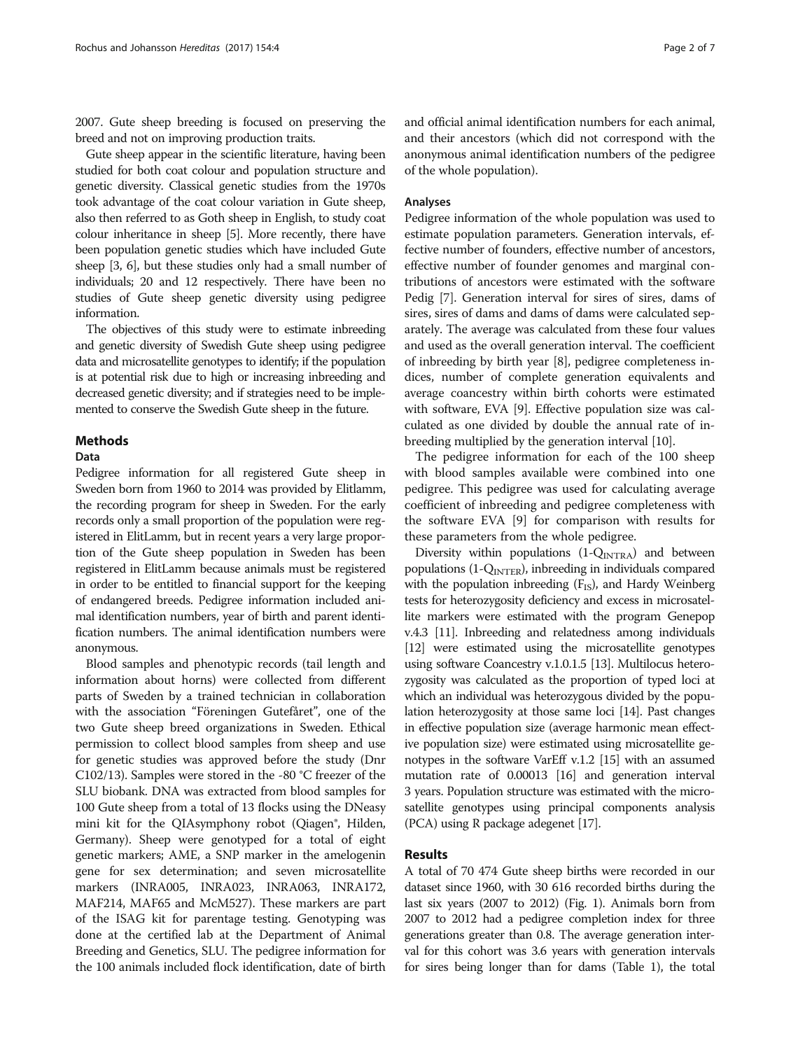2007. Gute sheep breeding is focused on preserving the breed and not on improving production traits.

Gute sheep appear in the scientific literature, having been studied for both coat colour and population structure and genetic diversity. Classical genetic studies from the 1970s took advantage of the coat colour variation in Gute sheep, also then referred to as Goth sheep in English, to study coat colour inheritance in sheep [5]. More recently, there have been population genetic studies which have included Gute sheep [3, 6], but these studies only had a small number of individuals; 20 and 12 respectively. There have been no studies of Gute sheep genetic diversity using pedigree information.

The objectives of this study were to estimate inbreeding and genetic diversity of Swedish Gute sheep using pedigree data and microsatellite genotypes to identify; if the population is at potential risk due to high or increasing inbreeding and decreased genetic diversity; and if strategies need to be implemented to conserve the Swedish Gute sheep in the future.

## Methods

### Data

Pedigree information for all registered Gute sheep in Sweden born from 1960 to 2014 was provided by Elitlamm, the recording program for sheep in Sweden. For the early records only a small proportion of the population were registered in ElitLamm, but in recent years a very large proportion of the Gute sheep population in Sweden has been registered in ElitLamm because animals must be registered in order to be entitled to financial support for the keeping of endangered breeds. Pedigree information included animal identification numbers, year of birth and parent identification numbers. The animal identification numbers were anonymous.

Blood samples and phenotypic records (tail length and information about horns) were collected from different parts of Sweden by a trained technician in collaboration with the association "Föreningen Gutefåret", one of the two Gute sheep breed organizations in Sweden. Ethical permission to collect blood samples from sheep and use for genetic studies was approved before the study (Dnr C102/13). Samples were stored in the -80 °C freezer of the SLU biobank. DNA was extracted from blood samples for 100 Gute sheep from a total of 13 flocks using the DNeasy mini kit for the QIAsymphony robot (Qiagen®, Hilden, Germany). Sheep were genotyped for a total of eight genetic markers; AME, a SNP marker in the amelogenin gene for sex determination; and seven microsatellite markers (INRA005, INRA023, INRA063, INRA172, MAF214, MAF65 and McM527). These markers are part of the ISAG kit for parentage testing. Genotyping was done at the certified lab at the Department of Animal Breeding and Genetics, SLU. The pedigree information for the 100 animals included flock identification, date of birth and official animal identification numbers for each animal, and their ancestors (which did not correspond with the anonymous animal identification numbers of the pedigree of the whole population).

### Analyses

Pedigree information of the whole population was used to estimate population parameters. Generation intervals, effective number of founders, effective number of ancestors, effective number of founder genomes and marginal contributions of ancestors were estimated with the software Pedig [7]. Generation interval for sires of sires, dams of sires, sires of dams and dams of dams were calculated separately. The average was calculated from these four values and used as the overall generation interval. The coefficient of inbreeding by birth year [8], pedigree completeness indices, number of complete generation equivalents and average coancestry within birth cohorts were estimated with software, EVA [9]. Effective population size was calculated as one divided by double the annual rate of inbreeding multiplied by the generation interval [10].

The pedigree information for each of the 100 sheep with blood samples available were combined into one pedigree. This pedigree was used for calculating average coefficient of inbreeding and pedigree completeness with the software EVA [9] for comparison with results for these parameters from the whole pedigree.

Diversity within populations ($1\text{-}Q_{INTRA}$) and between populations ($1\text{-}Q_{INTER}$), inbreeding in individuals compared with the population inbreeding ($F_{IS}$), and Hardy Weinberg tests for heterozygosity deficiency and excess in microsatellite markers were estimated with the program Genepop v.4.3 [11]. Inbreeding and relatedness among individuals [12] were estimated using the microsatellite genotypes using software Coancestry v.1.0.1.5 [13]. Multilocus heterozygosity was calculated as the proportion of typed loci at which an individual was heterozygous divided by the population heterozygosity at those same loci [14]. Past changes in effective population size (average harmonic mean effective population size) were estimated using microsatellite genotypes in the software VarEff v.1.2 [15] with an assumed mutation rate of 0.00013 [16] and generation interval 3 years. Population structure was estimated with the microsatellite genotypes using principal components analysis (PCA) using R package adegenet [17].

## Results

A total of 70 474 Gute sheep births were recorded in our dataset since 1960, with 30 616 recorded births during the last six years (2007 to 2012) (Fig. 1). Animals born from 2007 to 2012 had a pedigree completion index for three generations greater than 0.8. The average generation interval for this cohort was 3.6 years with generation intervals for sires being longer than for dams (Table 1), the total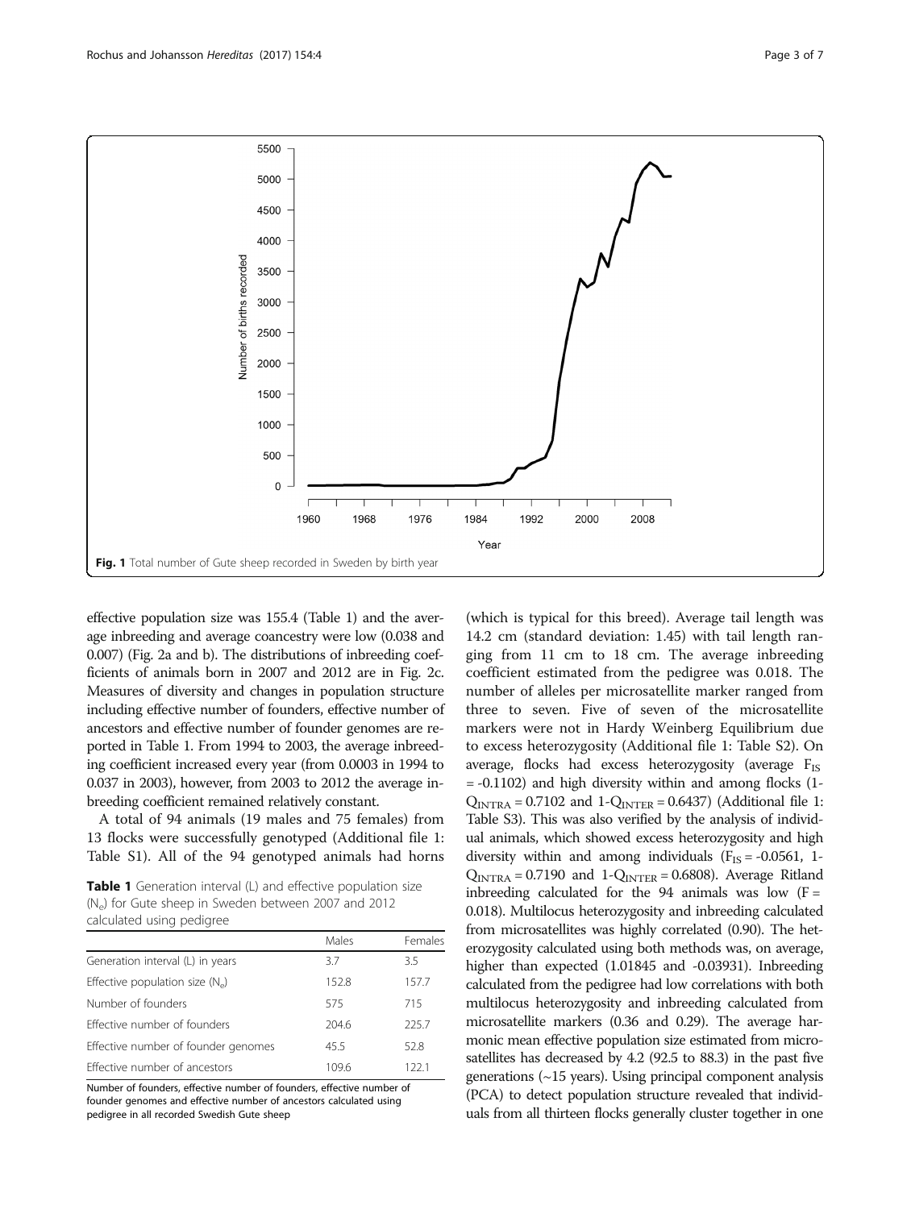Fig. 1 Total number of Gute sheep recorded in Sweden by birth year

effective population size was 155.4 (Table 1) and the average inbreeding and average coancestry were low (0.038 and 0.007) (Fig. 2a and b). The distributions of inbreeding coefficients of animals born in 2007 and 2012 are in Fig. 2c. Measures of diversity and changes in population structure including effective number of founders, effective number of ancestors and effective number of founder genomes are reported in Table 1. From 1994 to 2003, the average inbreeding coefficient increased every year (from 0.0003 in 1994 to 0.037 in 2003), however, from 2003 to 2012 the average inbreeding coefficient remained relatively constant.

A total of 94 animals (19 males and 75 females) from 13 flocks were successfully genotyped (Additional file 1: Table S1). All of the 94 genotyped animals had horns (which is typical for this breed). Average tail length was 14.2 cm (standard deviation: 1.45) with tail length ranging from 11 cm to 18 cm. The average inbreeding coefficient estimated from the pedigree was 0.018. The number of alleles per microsatellite marker ranged from three to seven. Five of seven of the microsatellite markers were not in Hardy Weinberg Equilibrium due to excess heterozygosity (Additional file 1: Table S2). On average, flocks had excess heterozygosity (average $F_{IS}$ = -0.1102) and high diversity within and among flocks (1-$Q_{INTRA}$ = 0.7102 and 1-$Q_{INTER}$ = 0.6437) (Additional file 1: Table S3). This was also verified by the analysis of individual animals, which showed excess heterozygosity and high diversity within and among individuals ($F_{IS}$ = -0.0561, 1-$Q_{INTRA}$ = 0.7190 and 1-$Q_{INTER}$ = 0.6808). Average Ritland inbreeding calculated for the 94 animals was low (F = 0.018). Multilocus heterozygosity and inbreeding calculated from microsatellites was highly correlated (0.90). The heterozygosity calculated using both methods was, on average, higher than expected (1.01845 and -0.03931). Inbreeding calculated from the pedigree had low correlations with both multilocus heterozygosity and inbreeding calculated from microsatellite markers (0.36 and 0.29). The average harmonic mean effective population size estimated from microsatellites has decreased by 4.2 (92.5 to 88.3) in the past five generations (~15 years). Using principal component analysis (PCA) to detect population structure revealed that individuals from all thirteen flocks generally cluster together in one

**Table 1** Generation interval (L) and effective population size ($N_e$) for Gute sheep in Sweden between 2007 and 2012 calculated using pedigree

| | Males | Females |
|---|---|---|
| Generation interval (L) in years | 3.7 | 3.5 |
| Effective population size ($N_e$) | 152.8 | 157.7 |
| Number of founders | 575 | 715 |
| Effective number of founders | 204.6 | 225.7 |
| Effective number of founder genomes | 45.5 | 52.8 |
| Effective number of ancestors | 109.6 | 122.1 |

Number of founders, effective number of founders, effective number of founder genomes and effective number of ancestors calculated using pedigree in all recorded Swedish Gute sheep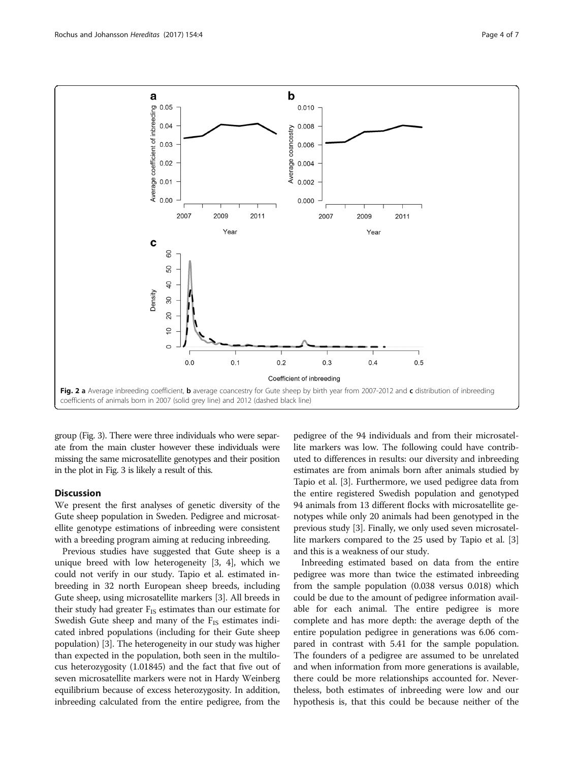Fig. 2 **a** Average inbreeding coefficient, **b** average coancestry for Gute sheep by birth year from 2007-2012 and **c** distribution of inbreeding coefficients of animals born in 2007 (solid grey line) and 2012 (dashed black line)

group (Fig. 3). There were three individuals who were separate from the main cluster however these individuals were missing the same microsatellite genotypes and their position in the plot in Fig. 3 is likely a result of this.

## Discussion

We present the first analyses of genetic diversity of the Gute sheep population in Sweden. Pedigree and microsatellite genotype estimations of inbreeding were consistent with a breeding program aiming at reducing inbreeding.

Previous studies have suggested that Gute sheep is a unique breed with low heterogeneity [3, 4], which we could not verify in our study. Tapio et al. estimated inbreeding in 32 north European sheep breeds, including Gute sheep, using microsatellite markers [3]. All breeds in their study had greater $F_{IS}$ estimates than our estimate for Swedish Gute sheep and many of the $F_{IS}$ estimates indicated inbred populations (including for their Gute sheep population) [3]. The heterogeneity in our study was higher than expected in the population, both seen in the multilocus heterozygosity (1.01845) and the fact that five out of seven microsatellite markers were not in Hardy Weinberg equilibrium because of excess heterozygosity. In addition, inbreeding calculated from the entire pedigree, from the pedigree of the 94 individuals and from their microsatellite markers was low. The following could have contributed to differences in results: our diversity and inbreeding estimates are from animals born after animals studied by Tapio et al. [3]. Furthermore, we used pedigree data from the entire registered Swedish population and genotyped 94 animals from 13 different flocks with microsatellite genotypes while only 20 animals had been genotyped in the previous study [3]. Finally, we only used seven microsatellite markers compared to the 25 used by Tapio et al. [3] and this is a weakness of our study.

Inbreeding estimated based on data from the entire pedigree was more than twice the estimated inbreeding from the sample population (0.038 versus 0.018) which could be due to the amount of pedigree information available for each animal. The entire pedigree is more complete and has more depth: the average depth of the entire population pedigree in generations was 6.06 compared in contrast with 5.41 for the sample population. The founders of a pedigree are assumed to be unrelated and when information from more generations is available, there could be more relationships accounted for. Nevertheless, both estimates of inbreeding were low and our hypothesis is, that this could be because neither of the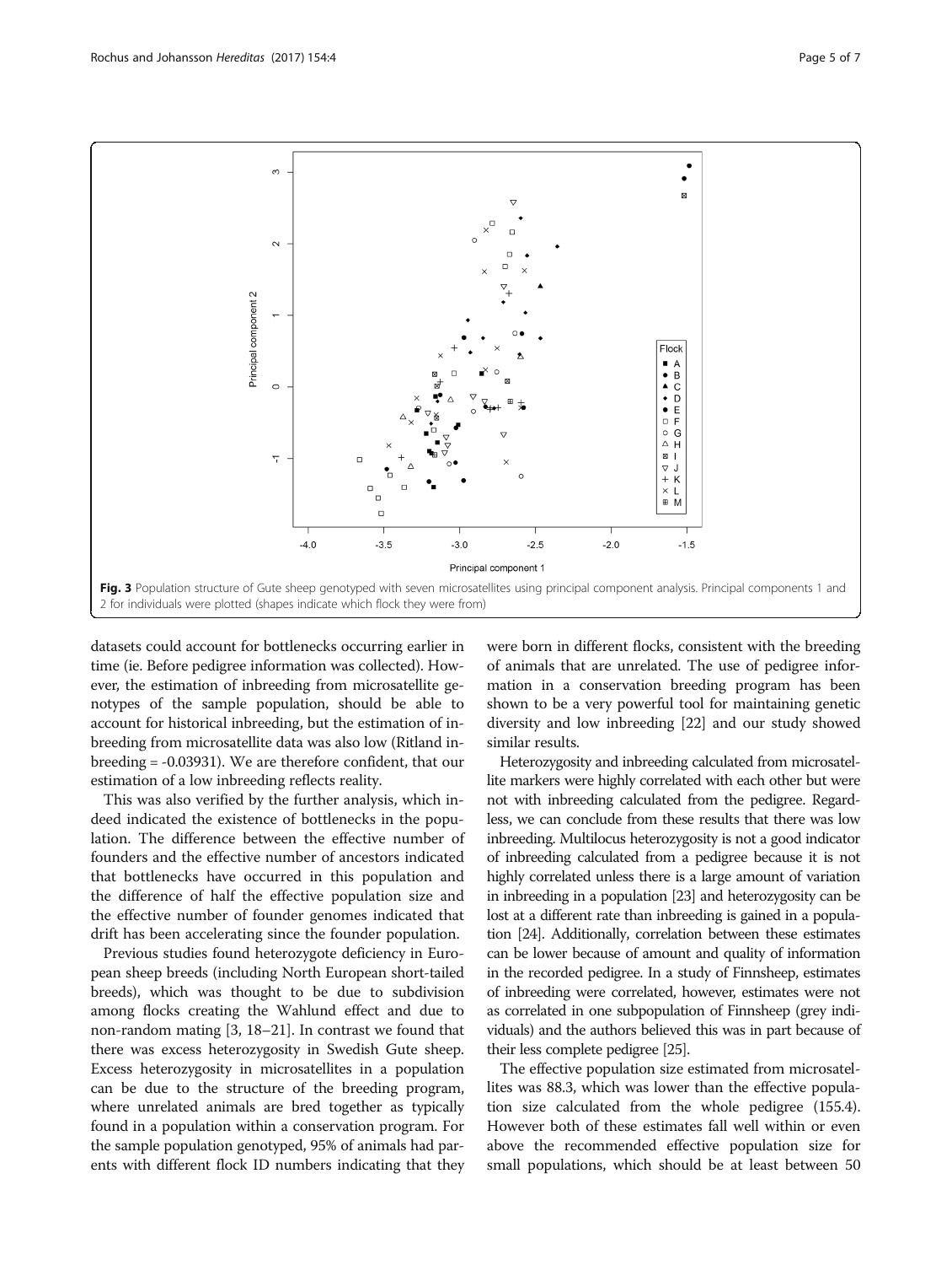Principal component 2

3

2

1

0

-1

-4.0

-3.5

-3.0

-2.5

-2.0

-1.5

Principal component 1

Flock

A

B

C

D

E

F

G

H

I

J

K

L

M

**Fig. 3** Population structure of Gute sheep genotyped with seven microsatellites using principal component analysis. Principal components 1 and 2 for individuals were plotted (shapes indicate which flock they were from)

datasets could account for bottlenecks occurring earlier in time (ie. Before pedigree information was collected). However, the estimation of inbreeding from microsatellite genotypes of the sample population, should be able to account for historical inbreeding, but the estimation of inbreeding from microsatellite data was also low (Ritland inbreeding = -0.03931). We are therefore confident, that our estimation of a low inbreeding reflects reality.

This was also verified by the further analysis, which indeed indicated the existence of bottlenecks in the population. The difference between the effective number of founders and the effective number of ancestors indicated that bottlenecks have occurred in this population and the difference of half the effective population size and the effective number of founder genomes indicated that drift has been accelerating since the founder population.

Previous studies found heterozygote deficiency in European sheep breeds (including North European short-tailed breeds), which was thought to be due to subdivision among flocks creating the Wahlund effect and due to non-random mating [3, 18–21]. In contrast we found that there was excess heterozygosity in Swedish Gute sheep. Excess heterozygosity in microsatellites in a population can be due to the structure of the breeding program, where unrelated animals are bred together as typically found in a population within a conservation program. For the sample population genotyped, 95% of animals had parents with different flock ID numbers indicating that they were born in different flocks, consistent with the breeding of animals that are unrelated. The use of pedigree information in a conservation breeding program has been shown to be a very powerful tool for maintaining genetic diversity and low inbreeding [22] and our study showed similar results.

Heterozygosity and inbreeding calculated from microsatellite markers were highly correlated with each other but were not with inbreeding calculated from the pedigree. Regardless, we can conclude from these results that there was low inbreeding. Multilocus heterozygosity is not a good indicator of inbreeding calculated from a pedigree because it is not highly correlated unless there is a large amount of variation in inbreeding in a population [23] and heterozygosity can be lost at a different rate than inbreeding is gained in a population [24]. Additionally, correlation between these estimates can be lower because of amount and quality of information in the recorded pedigree. In a study of Finnsheep, estimates of inbreeding were correlated, however, estimates were not as correlated in one subpopulation of Finnsheep (grey individuals) and the authors believed this was in part because of their less complete pedigree [25].

The effective population size estimated from microsatellites was 88.3, which was lower than the effective population size calculated from the whole pedigree (155.4). However both of these estimates fall well within or even above the recommended effective population size for small populations, which should be at least between 50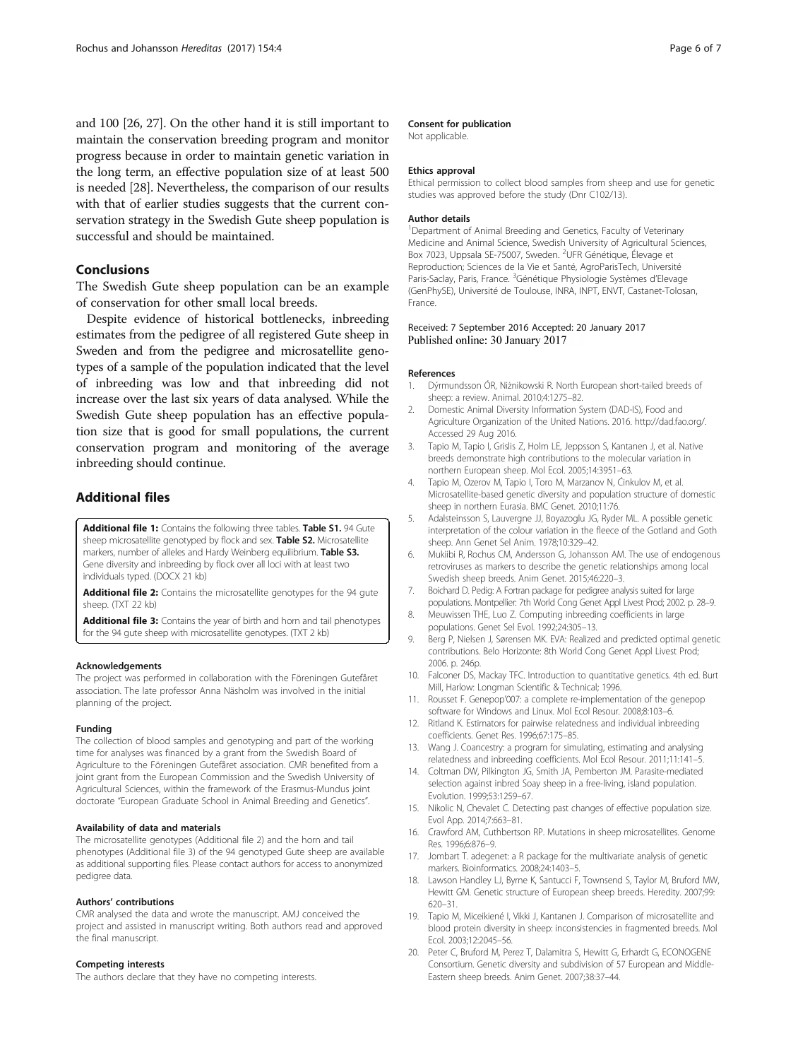and 100 [26, 27]. On the other hand it is still important to maintain the conservation breeding program and monitor progress because in order to maintain genetic variation in the long term, an effective population size of at least 500 is needed [28]. Nevertheless, the comparison of our results with that of earlier studies suggests that the current conservation strategy in the Swedish Gute sheep population is successful and should be maintained.

## Conclusions

The Swedish Gute sheep population can be an example of conservation for other small local breeds.

Despite evidence of historical bottlenecks, inbreeding estimates from the pedigree of all registered Gute sheep in Sweden and from the pedigree and microsatellite genotypes of a sample of the population indicated that the level of inbreeding was low and that inbreeding did not increase over the last six years of data analysed. While the Swedish Gute sheep population has an effective population size that is good for small populations, the current conservation program and monitoring of the average inbreeding should continue.

## Additional files

**Additional file 1:** Contains the following three tables. **Table S1.** 94 Gute sheep microsatellite genotyped by flock and sex. **Table S2.** Microsatellite markers, number of alleles and Hardy Weinberg equilibrium. **Table S3.** Gene diversity and inbreeding by flock over all loci with at least two individuals typed. (DOCX 21 kb)

**Additional file 2:** Contains the microsatellite genotypes for the 94 gute sheep. (TXT 22 kb)

**Additional file 3:** Contains the year of birth and horn and tail phenotypes for the 94 gute sheep with microsatellite genotypes. (TXT 2 kb)

#### Acknowledgements

The project was performed in collaboration with the Föreningen Gutefåret association. The late professor Anna Näsholm was involved in the initial planning of the project.

#### Funding

The collection of blood samples and genotyping and part of the working time for analyses was financed by a grant from the Swedish Board of Agriculture to the Föreningen Gutefåret association. CMR benefited from a joint grant from the European Commission and the Swedish University of Agricultural Sciences, within the framework of the Erasmus-Mundus joint doctorate "European Graduate School in Animal Breeding and Genetics".

#### Availability of data and materials

The microsatellite genotypes (Additional file 2) and the horn and tail phenotypes (Additional file 3) of the 94 genotyped Gute sheep are available as additional supporting files. Please contact authors for access to anonymized pedigree data.

#### Authors' contributions

CMR analysed the data and wrote the manuscript. AMJ conceived the project and assisted in manuscript writing. Both authors read and approved the final manuscript.

#### Competing interests

The authors declare that they have no competing interests.

#### Consent for publication

Not applicable.

#### Ethics approval

Ethical permission to collect blood samples from sheep and use for genetic studies was approved before the study (Dnr C102/13).

#### Author details

[1]Department of Animal Breeding and Genetics, Faculty of Veterinary Medicine and Animal Science, Swedish University of Agricultural Sciences, Box 7023, Uppsala SE-75007, Sweden. [2]UFR Génétique, Élevage et Reproduction; Sciences de la Vie et Santé, AgroParisTech, Université Paris-Saclay, Paris, France. [3]Génétique Physiologie Systèmes d'Elevage (GenPhySE), Université de Toulouse, INRA, INPT, ENVT, Castanet-Tolosan, France.

Received: 7 September 2016 Accepted: 20 January 2017
Published online: 30 January 2017

#### References

1. Dýrmundsson ÓR, Niżnikowski R. North European short-tailed breeds of sheep: a review. Animal. 2010;4:1275–82.
2. Domestic Animal Diversity Information System (DAD-IS), Food and Agriculture Organization of the United Nations. 2016. http://dad.fao.org/. Accessed 29 Aug 2016.
3. Tapio M, Tapio I, Grislis Z, Holm LE, Jeppsson S, Kantanen J, et al. Native breeds demonstrate high contributions to the molecular variation in northern European sheep. Mol Ecol. 2005;14:3951–63.
4. Tapio M, Ozerov M, Tapio I, Toro M, Marzanov N, Ćinkulov M, et al. Microsatellite-based genetic diversity and population structure of domestic sheep in northern Eurasia. BMC Genet. 2010;11:76.
5. Adalsteinsson S, Lauvergne JJ, Boyazoglu JG, Ryder ML. A possible genetic interpretation of the colour variation in the fleece of the Gotland and Goth sheep. Ann Genet Sel Anim. 1978;10:329–42.
6. Mukiibi R, Rochus CM, Andersson G, Johansson AM. The use of endogenous retroviruses as markers to describe the genetic relationships among local Swedish sheep breeds. Anim Genet. 2015;46:220–3.
7. Boichard D. Pedig: A Fortran package for pedigree analysis suited for large populations. Montpellier: 7th World Cong Genet Appl Livest Prod; 2002. p. 28–9.
8. Meuwissen THE, Luo Z. Computing inbreeding coefficients in large populations. Genet Sel Evol. 1992;24:305–13.
9. Berg P, Nielsen J, Sørensen MK. EVA: Realized and predicted optimal genetic contributions. Belo Horizonte: 8th World Cong Genet Appl Livest Prod; 2006. p. 246p.
10. Falconer DS, Mackay TFC. Introduction to quantitative genetics. 4th ed. Burt Mill, Harlow: Longman Scientific & Technical; 1996.
11. Rousset F. Genepop'007: a complete re-implementation of the genepop software for Windows and Linux. Mol Ecol Resour. 2008;8:103–6.
12. Ritland K. Estimators for pairwise relatedness and individual inbreeding coefficients. Genet Res. 1996;67:175–85.
13. Wang J. Coancestry: a program for simulating, estimating and analysing relatedness and inbreeding coefficients. Mol Ecol Resour. 2011;11:141–5.
14. Coltman DW, Pilkington JG, Smith JA, Pemberton JM. Parasite-mediated selection against inbred Soay sheep in a free-living, island population. Evolution. 1999;53:1259–67.
15. Nikolic N, Chevalet C. Detecting past changes of effective population size. Evol App. 2014;7:663–81.
16. Crawford AM, Cuthbertson RP. Mutations in sheep microsatellites. Genome Res. 1996;6:876–9.
17. Jombart T. adegenet: a R package for the multivariate analysis of genetic markers. Bioinformatics. 2008;24:1403–5.
18. Lawson Handley LJ, Byrne K, Santucci F, Townsend S, Taylor M, Bruford MW, Hewitt GM. Genetic structure of European sheep breeds. Heredity. 2007;99:620–31.
19. Tapio M, Miceikiené I, Vikki J, Kantanen J. Comparison of microsatellite and blood protein diversity in sheep: inconsistencies in fragmented breeds. Mol Ecol. 2003;12:2045–56.
20. Peter C, Bruford M, Perez T, Dalamitra S, Hewitt G, Erhardt G, ECONOGENE Consortium. Genetic diversity and subdivision of 57 European and Middle-Eastern sheep breeds. Anim Genet. 2007;38:37–44.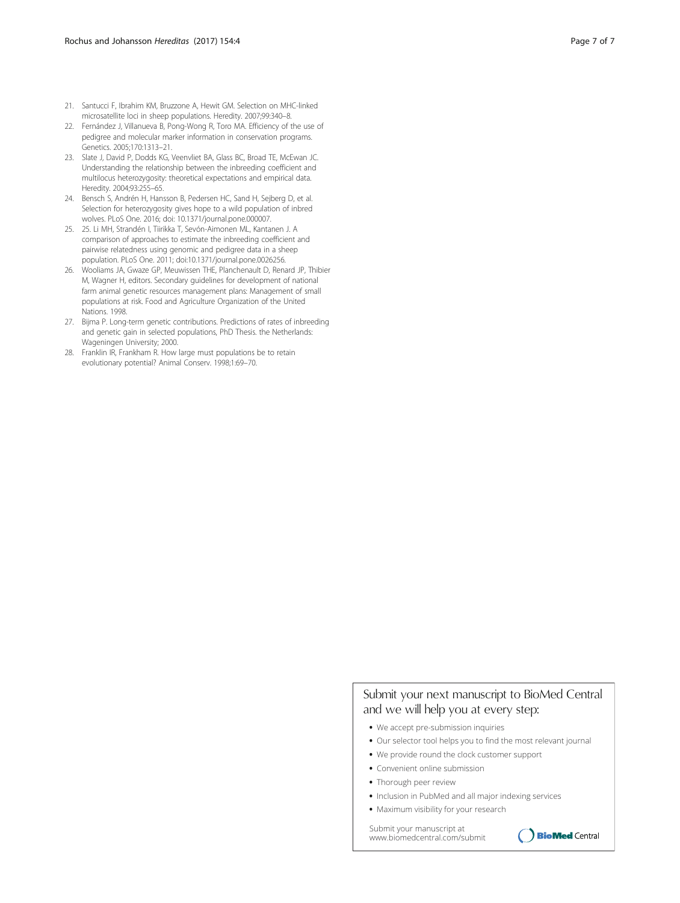21. Santucci F, Ibrahim KM, Bruzzone A, Hewit GM. Selection on MHC-linked microsatellite loci in sheep populations. Heredity. 2007;99:340–8.
22. Fernández J, Villanueva B, Pong-Wong R, Toro MA. Efficiency of the use of pedigree and molecular marker information in conservation programs. Genetics. 2005;170:1313–21.
23. Slate J, David P, Dodds KG, Veenvliet BA, Glass BC, Broad TE, McEwan JC. Understanding the relationship between the inbreeding coefficient and multilocus heterozygosity: theoretical expectations and empirical data. Heredity. 2004;93:255–65.
24. Bensch S, Andrén H, Hansson B, Pedersen HC, Sand H, Sejberg D, et al. Selection for heterozygosity gives hope to a wild population of inbred wolves. PLoS One. 2016; doi: 10.1371/journal.pone.000007.
25. 25. Li MH, Strandén I, Tiirikka T, Sevón-Aimonen ML, Kantanen J. A comparison of approaches to estimate the inbreeding coefficient and pairwise relatedness using genomic and pedigree data in a sheep population. PLoS One. 2011; doi:10.1371/journal.pone.0026256.
26. Wooliams JA, Gwaze GP, Meuwissen THE, Planchenault D, Renard JP, Thibier M, Wagner H, editors. Secondary guidelines for development of national farm animal genetic resources management plans: Management of small populations at risk. Food and Agriculture Organization of the United Nations. 1998.
27. Bijma P. Long-term genetic contributions. Predictions of rates of inbreeding and genetic gain in selected populations, PhD Thesis. the Netherlands: Wageningen University; 2000.
28. Franklin IR, Frankham R. How large must populations be to retain evolutionary potential? Animal Conserv. 1998;1:69–70.

Submit your next manuscript to BioMed Central and we will help you at every step:

- We accept pre-submission inquiries
- Our selector tool helps you to find the most relevant journal
- We provide round the clock customer support
- Convenient online submission
- Thorough peer review
- Inclusion in PubMed and all major indexing services
- Maximum visibility for your research

Submit your manuscript at www.biomedcentral.com/submit

BioMed Central